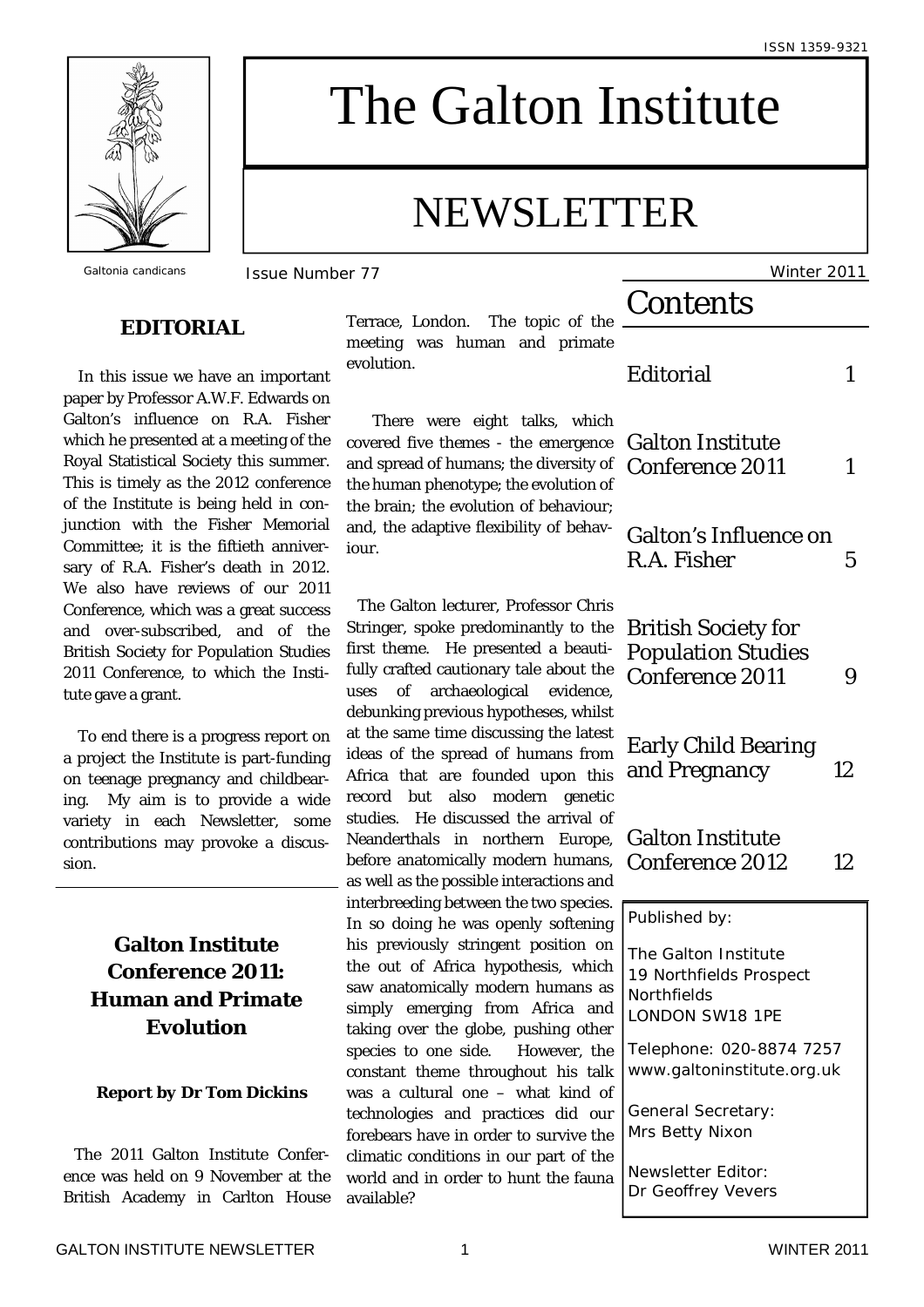ISSN 1359-9321

Galtonia candicans

# The Galton Institute

# NEWSLETTER

Issue Number 77 — Winter 2011

## Contents

| | |
|---|---|
| Editorial | 1 |
| Galton Institute Conference 2011 | 1 |
| Galton's Influence on R.A. Fisher | 5 |
| British Society for Population Studies Conference 2011 | 9 |
| Early Child Bearing and Pregnancy | 12 |
| Galton Institute Conference 2012 | 12 |

Published by:

The Galton Institute
19 Northfields Prospect
Northfields
LONDON SW18 1PE

Telephone: 020-8874 7257
www.galtoninstitute.org.uk

General Secretary:
Mrs Betty Nixon

Newsletter Editor:
Dr Geoffrey Vevers

## EDITORIAL

In this issue we have an important paper by Professor A.W.F. Edwards on Galton's influence on R.A. Fisher which he presented at a meeting of the Royal Statistical Society this summer. This is timely as the 2012 conference of the Institute is being held in conjunction with the Fisher Memorial Committee; it is the fiftieth anniversary of R.A. Fisher's death in 2012. We also have reviews of our 2011 Conference, which was a great success and over-subscribed, and of the British Society for Population Studies 2011 Conference, to which the Institute gave a grant.

To end there is a progress report on a project the Institute is part-funding on teenage pregnancy and childbearing. My aim is to provide a wide variety in each Newsletter, some contributions may provoke a discussion.

## Galton Institute Conference 2011: Human and Primate Evolution

**Report by Dr Tom Dickins**

The 2011 Galton Institute Conference was held on 9 November at the British Academy in Carlton House Terrace, London. The topic of the meeting was human and primate evolution.

There were eight talks, which covered five themes - the emergence and spread of humans; the diversity of the human phenotype; the evolution of the brain; the evolution of behaviour; and, the adaptive flexibility of behaviour.

The Galton lecturer, Professor Chris Stringer, spoke predominantly to the first theme. He presented a beautifully crafted cautionary tale about the uses of archaeological evidence, debunking previous hypotheses, whilst at the same time discussing the latest ideas of the spread of humans from Africa that are founded upon this record but also modern genetic studies. He discussed the arrival of Neanderthals in northern Europe, before anatomically modern humans, as well as the possible interactions and interbreeding between the two species. In so doing he was openly softening his previously stringent position on the out of Africa hypothesis, which saw anatomically modern humans as simply emerging from Africa and taking over the globe, pushing other species to one side. However, the constant theme throughout his talk was a cultural one – what kind of technologies and practices did our forebears have in order to survive the climatic conditions in our part of the world and in order to hunt the fauna available?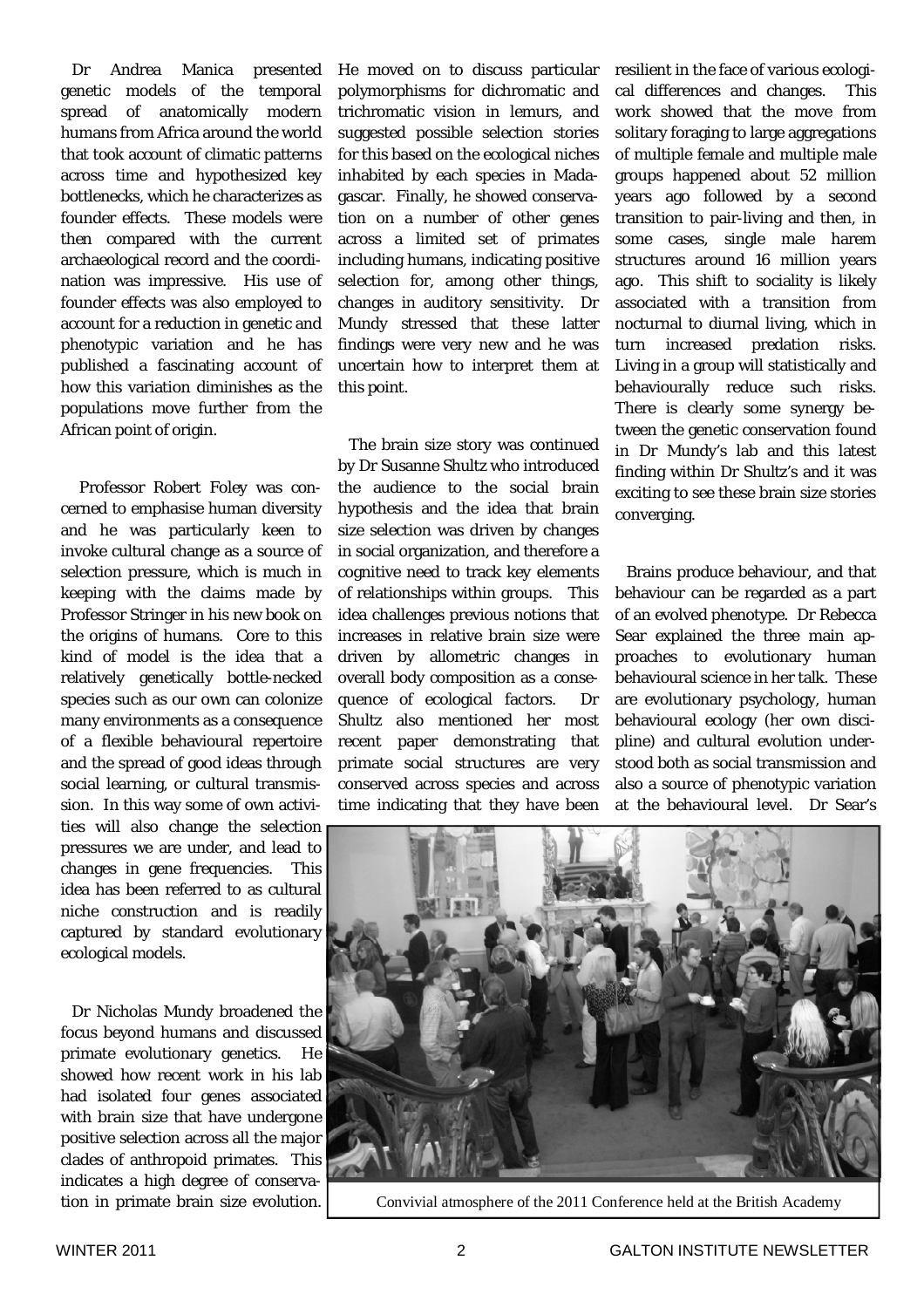Dr Andrea Manica presented genetic models of the temporal spread of anatomically modern humans from Africa around the world that took account of climatic patterns across time and hypothesized key bottlenecks, which he characterizes as founder effects. These models were then compared with the current archaeological record and the coordination was impressive. His use of founder effects was also employed to account for a reduction in genetic and phenotypic variation and he has published a fascinating account of how this variation diminishes as the populations move further from the African point of origin.

Professor Robert Foley was concerned to emphasise human diversity and he was particularly keen to invoke cultural change as a source of selection pressure, which is much in keeping with the claims made by Professor Stringer in his new book on the origins of humans. Core to this kind of model is the idea that a relatively genetically bottle-necked species such as our own can colonize many environments as a consequence of a flexible behavioural repertoire and the spread of good ideas through social learning, or cultural transmission. In this way some of own activities will also change the selection pressures we are under, and lead to changes in gene frequencies. This idea has been referred to as cultural niche construction and is readily captured by standard evolutionary ecological models.

Dr Nicholas Mundy broadened the focus beyond humans and discussed primate evolutionary genetics. He showed how recent work in his lab had isolated four genes associated with brain size that have undergone positive selection across all the major clades of anthropoid primates. This indicates a high degree of conservation in primate brain size evolution. He moved on to discuss particular polymorphisms for dichromatic and trichromatic vision in lemurs, and suggested possible selection stories for this based on the ecological niches inhabited by each species in Madagascar. Finally, he showed conservation on a number of other genes across a limited set of primates including humans, indicating positive selection for, among other things, changes in auditory sensitivity. Dr Mundy stressed that these latter findings were very new and he was uncertain how to interpret them at this point.

The brain size story was continued by Dr Susanne Shultz who introduced the audience to the social brain hypothesis and the idea that brain size selection was driven by changes in social organization, and therefore a cognitive need to track key elements of relationships within groups. This idea challenges previous notions that increases in relative brain size were driven by allometric changes in overall body composition as a consequence of ecological factors. Dr Shultz also mentioned her most recent paper demonstrating that primate social structures are very conserved across species and across time indicating that they have been resilient in the face of various ecological differences and changes. This work showed that the move from solitary foraging to large aggregations of multiple female and multiple male groups happened about 52 million years ago followed by a second transition to pair-living and then, in some cases, single male harem structures around 16 million years ago. This shift to sociality is likely associated with a transition from nocturnal to diurnal living, which in turn increased predation risks. Living in a group will statistically and behaviourally reduce such risks. There is clearly some synergy between the genetic conservation found in Dr Mundy's lab and this latest finding within Dr Shultz's and it was exciting to see these brain size stories converging.

Brains produce behaviour, and that behaviour can be regarded as a part of an evolved phenotype. Dr Rebecca Sear explained the three main approaches to evolutionary human behavioural science in her talk. These are evolutionary psychology, human behavioural ecology (her own discipline) and cultural evolution understood both as social transmission and also a source of phenotypic variation at the behavioural level. Dr Sear's

Convivial atmosphere of the 2011 Conference held at the British Academy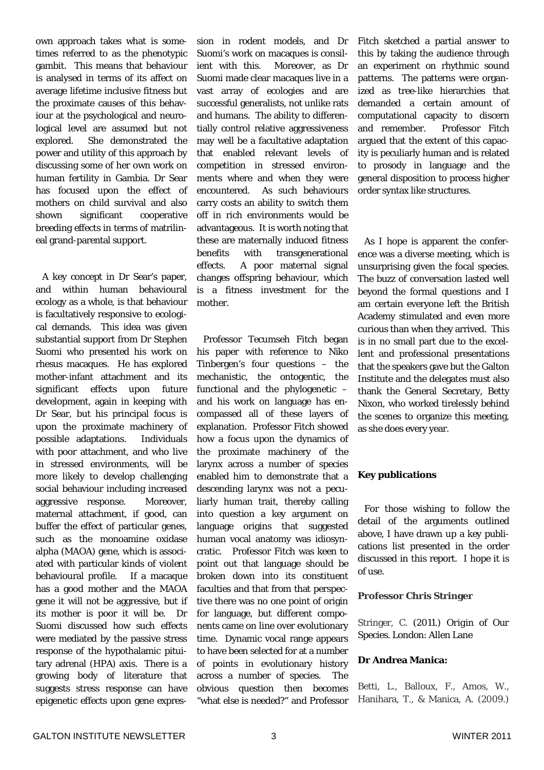own approach takes what is sometimes referred to as the phenotypic gambit. This means that behaviour is analysed in terms of its affect on average lifetime inclusive fitness but the proximate causes of this behaviour at the psychological and neurological level are assumed but not explored. She demonstrated the power and utility of this approach by discussing some of her own work on human fertility in Gambia. Dr Sear has focused upon the effect of mothers on child survival and also shown significant cooperative breeding effects in terms of matrilineal grand-parental support.

A key concept in Dr Sear's paper, and within human behavioural ecology as a whole, is that behaviour is facultatively responsive to ecological demands. This idea was given substantial support from Dr Stephen Suomi who presented his work on rhesus macaques. He has explored mother-infant attachment and its significant effects upon future development, again in keeping with Dr Sear, but his principal focus is upon the proximate machinery of possible adaptations. Individuals with poor attachment, and who live in stressed environments, will be more likely to develop challenging social behaviour including increased aggressive response. Moreover, maternal attachment, if good, can buffer the effect of particular genes, such as the monoamine oxidase alpha (MAOA) gene, which is associated with particular kinds of violent behavioural profile. If a macaque has a good mother and the MAOA gene it will not be aggressive, but if its mother is poor it will be. Dr Suomi discussed how such effects were mediated by the passive stress response of the hypothalamic pituitary adrenal (HPA) axis. There is a growing body of literature that suggests stress response can have epigenetic effects upon gene expression in rodent models, and Dr Suomi's work on macaques is consilient with this. Moreover, as Dr Suomi made clear macaques live in a vast array of ecologies and are successful generalists, not unlike rats and humans. The ability to differentially control relative aggressiveness may well be a facultative adaptation that enabled relevant levels of competition in stressed environments where and when they were encountered. As such behaviours carry costs an ability to switch them off in rich environments would be advantageous. It is worth noting that these are maternally induced fitness benefits with transgenerational effects. A poor maternal signal changes offspring behaviour, which is a fitness investment for the mother.

Professor Tecumseh Fitch began his paper with reference to Niko Tinbergen's four questions – the mechanistic, the ontogentic, the functional and the phylogenetic – and his work on language has encompassed all of these layers of explanation. Professor Fitch showed how a focus upon the dynamics of the proximate machinery of the larynx across a number of species enabled him to demonstrate that a descending larynx was not a peculiarly human trait, thereby calling into question a key argument on language origins that suggested human vocal anatomy was idiosyncratic. Professor Fitch was keen to point out that language should be broken down into its constituent faculties and that from that perspective there was no one point of origin for language, but different components came on line over evolutionary time. Dynamic vocal range appears to have been selected for at a number of points in evolutionary history across a number of species. The obvious question then becomes "what else is needed?" and Professor Fitch sketched a partial answer to this by taking the audience through an experiment on rhythmic sound patterns. The patterns were organized as tree-like hierarchies that demanded a certain amount of computational capacity to discern and remember. Professor Fitch argued that the extent of this capacity is peculiarly human and is related to prosody in language and the general disposition to process higher order syntax like structures.

As I hope is apparent the conference was a diverse meeting, which is unsurprising given the focal species. The buzz of conversation lasted well beyond the formal questions and I am certain everyone left the British Academy stimulated and even more curious than when they arrived. This is in no small part due to the excellent and professional presentations that the speakers gave but the Galton Institute and the delegates must also thank the General Secretary, Betty Nixon, who worked tirelessly behind the scenes to organize this meeting, as she does every year.

**Key publications**

For those wishing to follow the detail of the arguments outlined above, I have drawn up a key publications list presented in the order discussed in this report. I hope it is of use.

**Professor Chris Stringer**

Stringer, C. (2011.) Origin of Our Species. London: Allen Lane

**Dr Andrea Manica:**

Betti, L., Balloux, F., Amos, W., Hanihara, T., & Manica, A. (2009.)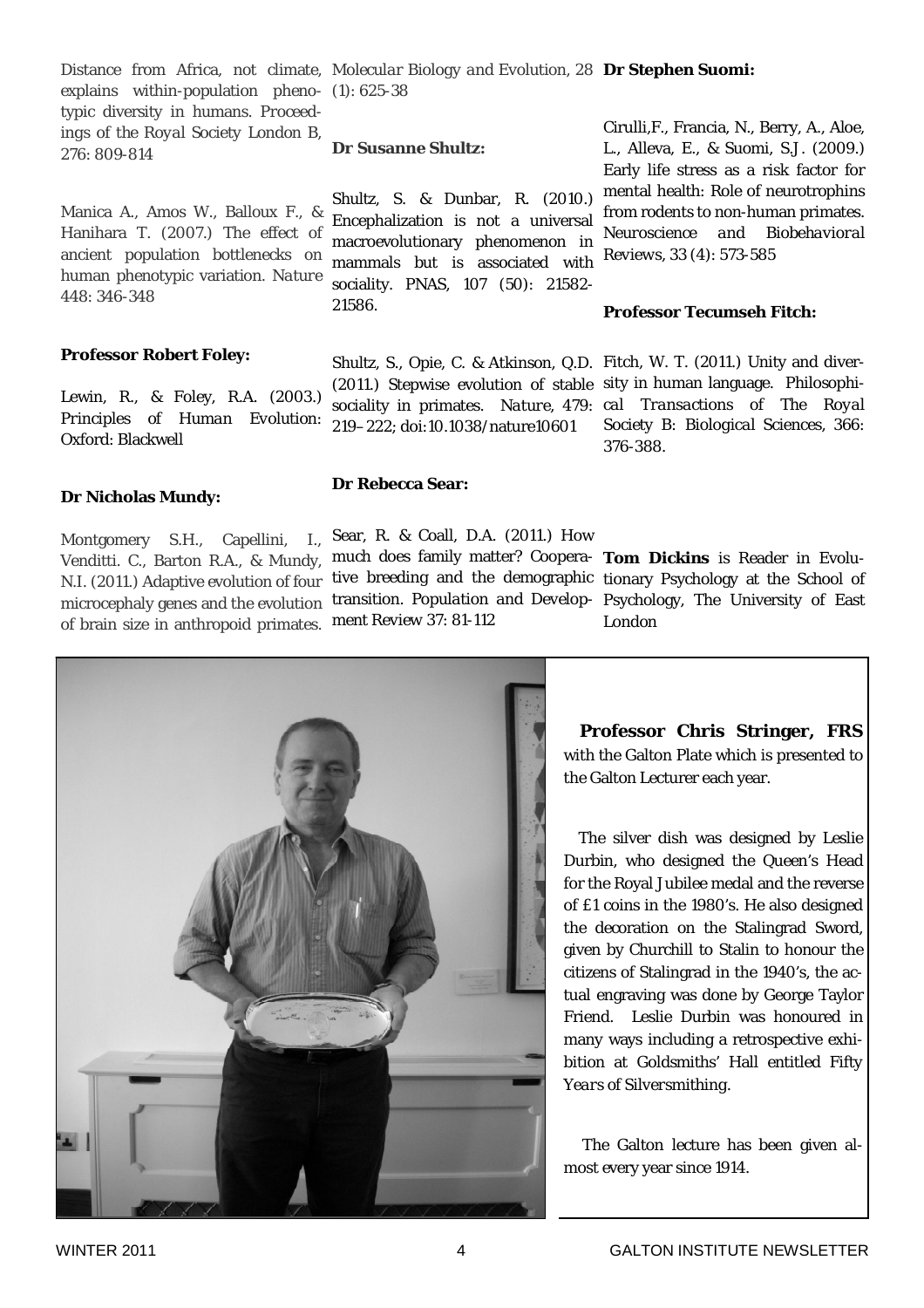Distance from Africa, not climate, explains within-population phenotypic diversity in humans. *Proceedings of the Royal Society London B*, 276: 809-814

Manica A., Amos W., Balloux F., & Hanihara T. (2007.) The effect of ancient population bottlenecks on human phenotypic variation. *Nature* 448: 346-348

**Professor Robert Foley:**

Lewin, R., & Foley, R.A. (2003.) Principles of Human Evolution: Oxford: Blackwell

**Dr Nicholas Mundy:**

Montgomery S.H., Capellini, I., Venditti. C., Barton R.A., & Mundy, N.I. (2011.) Adaptive evolution of four microcephaly genes and the evolution of brain size in anthropoid primates. *Molecular Biology and Evolution*, 28 (1): 625-38

**Dr Susanne Shultz:**

Shultz, S. & Dunbar, R. (2010.) Encephalization is not a universal macroevolutionary phenomenon in mammals but is associated with sociality. PNAS, 107 (50): 21582-21586.

Shultz, S., Opie, C. & Atkinson, Q.D. (2011.) Stepwise evolution of stable sociality in primates. *Nature*, 479: 219–222; doi:10.1038/nature10601

**Dr Rebecca Sear:**

Sear, R. & Coall, D.A. (2011.) How much does family matter? Cooperative breeding and the demographic transition. Population and Development Review 37: 81-112

**Dr Stephen Suomi:**

Cirulli,F., Francia, N., Berry, A., Aloe, L., Alleva, E., & Suomi, S.J. (2009.) Early life stress as a risk factor for mental health: Role of neurotrophins from rodents to non-human primates. *Neuroscience and Biobehavioral Reviews*, 33 (4): 573-585

**Professor Tecumseh Fitch:**

Fitch, W. T. (2011.) Unity and diversity in human language. *Philosophical Transactions of The Royal Society B: Biological Sciences*, 366: 376-388.

**Tom Dickins** is Reader in Evolutionary Psychology at the School of Psychology, The University of East London

**Professor Chris Stringer, FRS** with the Galton Plate which is presented to the Galton Lecturer each year.

The silver dish was designed by Leslie Durbin, who designed the Queen's Head for the Royal Jubilee medal and the reverse of £1 coins in the 1980's. He also designed the decoration on the Stalingrad Sword, given by Churchill to Stalin to honour the citizens of Stalingrad in the 1940's, the actual engraving was done by George Taylor Friend. Leslie Durbin was honoured in many ways including a retrospective exhibition at Goldsmiths' Hall entitled *Fifty Years of Silversmithing*.

The Galton lecture has been given almost every year since 1914.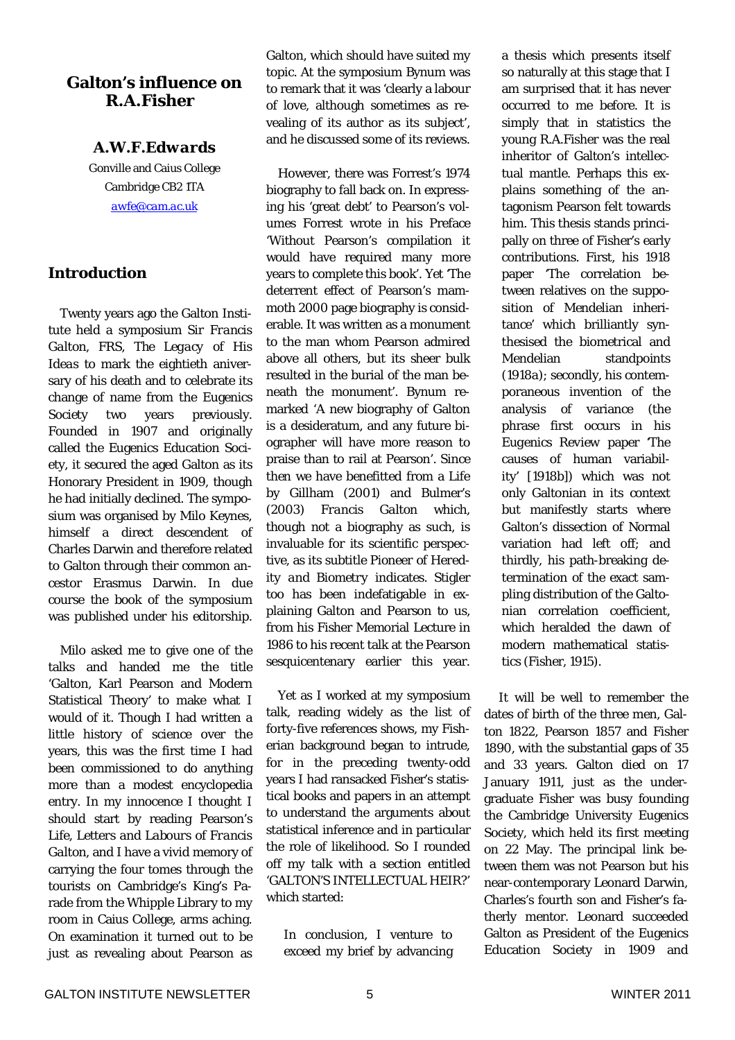# Galton's influence on R.A.Fisher

## *A.W.F.Edwards*

Gonville and Caius College
Cambridge CB2 1TA
awfe@cam.ac.uk

## Introduction

Twenty years ago the Galton Institute held a symposium *Sir Francis Galton, FRS, The Legacy of His Ideas* to mark the eightieth anniversary of his death and to celebrate its change of name from the Eugenics Society two years previously. Founded in 1907 and originally called the Eugenics Education Society, it secured the aged Galton as its Honorary President in 1909, though he had initially declined. The symposium was organised by Milo Keynes, himself a direct descendent of Charles Darwin and therefore related to Galton through their common ancestor Erasmus Darwin. In due course the book of the symposium was published under his editorship.

Milo asked me to give one of the talks and handed me the title 'Galton, Karl Pearson and Modern Statistical Theory' to make what I would of it. Though I had written a little history of science over the years, this was the first time I had been commissioned to do anything more than a modest encyclopedia entry. In my innocence I thought I should start by reading Pearson's *Life, Letters and Labours of Francis Galton*, and I have a vivid memory of carrying the four tomes through the tourists on Cambridge's King's Parade from the Whipple Library to my room in Caius College, arms aching. On examination it turned out to be just as revealing about Pearson as Galton, which should have suited my topic. At the symposium Bynum was to remark that it was 'clearly a labour of love, although sometimes as revealing of its author as its subject', and he discussed some of its reviews.

However, there was Forrest's 1974 biography to fall back on. In expressing his 'great debt' to Pearson's volumes Forrest wrote in his Preface 'Without Pearson's compilation it would have required many more years to complete this book'. Yet 'The deterrent effect of Pearson's mammoth 2000 page biography is considerable. It was written as a monument to the man whom Pearson admired above all others, but its sheer bulk resulted in the burial of the man beneath the monument'. Bynum remarked 'A new biography of Galton is a desideratum, and any future biographer will have more reason to praise than to rail at Pearson'. Since then we have benefitted from a Life by Gillham (2001) and Bulmer's (2003) *Francis Galton* which, though not a biography as such, is invaluable for its scientific perspective, as its subtitle *Pioneer of Heredity and Biometry* indicates. Stigler too has been indefatigable in explaining Galton and Pearson to us, from his Fisher Memorial Lecture in 1986 to his recent talk at the Pearson sesquicentenary earlier this year.

Yet as I worked at my symposium talk, reading widely as the list of forty-five references shows, my Fisherian background began to intrude, for in the preceding twenty-odd years I had ransacked Fisher's statistical books and papers in an attempt to understand the arguments about statistical inference and in particular the role of likelihood. So I rounded off my talk with a section entitled 'GALTON'S INTELLECTUAL HEIR?' which started:

> In conclusion, I venture to exceed my brief by advancing a thesis which presents itself so naturally at this stage that I am surprised that it has never occurred to me before. It is simply that in statistics the young R.A.Fisher was the real inheritor of Galton's intellectual mantle. Perhaps this explains something of the antagonism Pearson felt towards him. This thesis stands principally on three of Fisher's early contributions. First, his 1918 paper 'The correlation between relatives on the supposition of Mendelian inheritance' which brilliantly synthesised the biometrical and Mendelian standpoints (1918a); secondly, his contemporaneous invention of the analysis of variance (the phrase first occurs in his Eugenics Review paper 'The causes of human variability' [1918b]) which was not only Galtonian in its context but manifestly starts where Galton's dissection of Normal variation had left off; and thirdly, his path-breaking determination of the exact sampling distribution of the Galtonian correlation coefficient, which heralded the dawn of modern mathematical statistics (Fisher, 1915).

It will be well to remember the dates of birth of the three men, Galton 1822, Pearson 1857 and Fisher 1890, with the substantial gaps of 35 and 33 years. Galton died on 17 January 1911, just as the undergraduate Fisher was busy founding the Cambridge University Eugenics Society, which held its first meeting on 22 May. The principal link between them was not Pearson but his near-contemporary Leonard Darwin, Charles's fourth son and Fisher's fatherly mentor. Leonard succeeded Galton as President of the Eugenics Education Society in 1909 and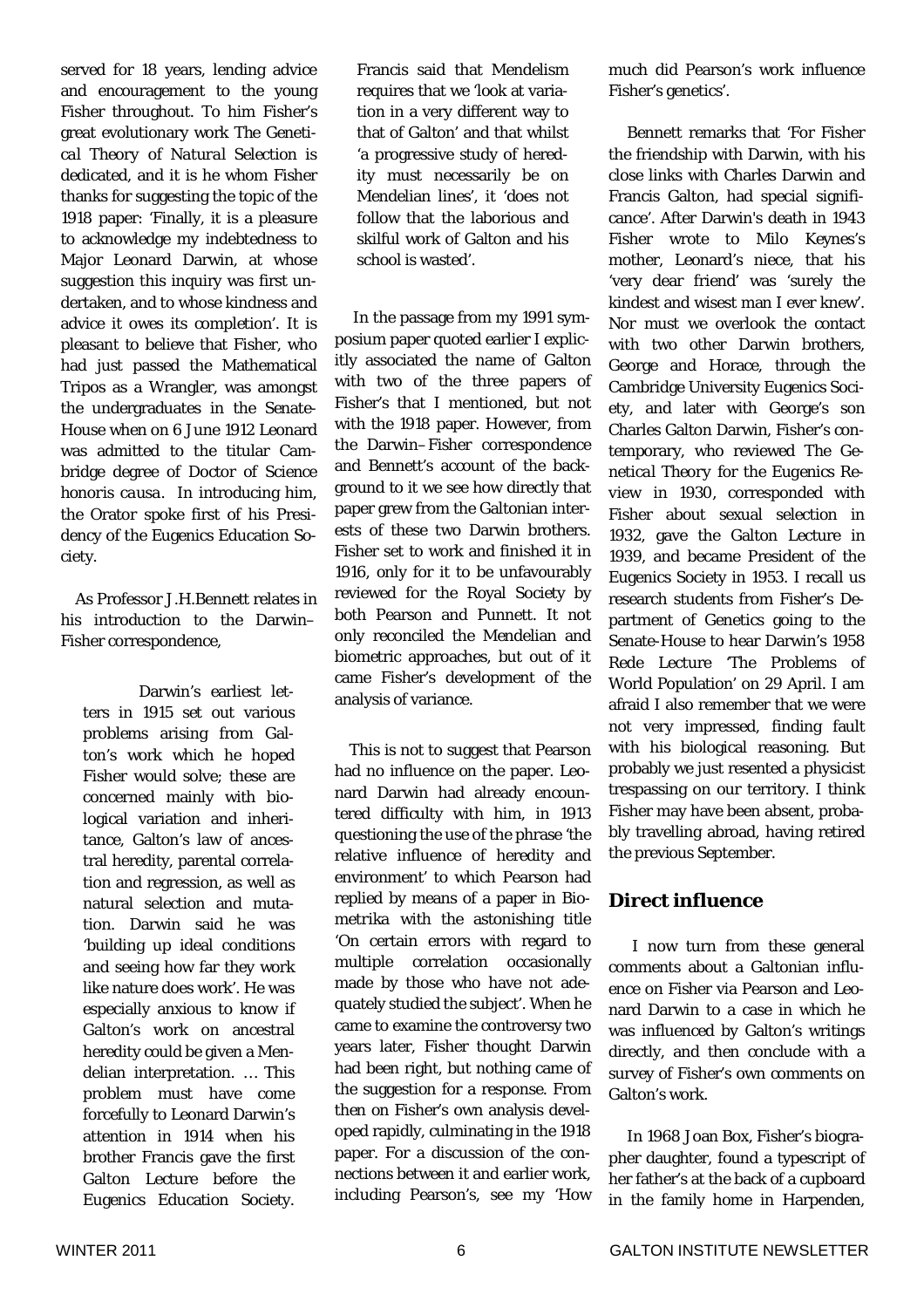served for 18 years, lending advice and encouragement to the young Fisher throughout. To him Fisher's great evolutionary work *The Genetical Theory of Natural Selection* is dedicated, and it is he whom Fisher thanks for suggesting the topic of the 1918 paper: 'Finally, it is a pleasure to acknowledge my indebtedness to Major Leonard Darwin, at whose suggestion this inquiry was first undertaken, and to whose kindness and advice it owes its completion'. It is pleasant to believe that Fisher, who had just passed the Mathematical Tripos as a Wrangler, was amongst the undergraduates in the Senate-House when on 6 June 1912 Leonard was admitted to the titular Cambridge degree of Doctor of Science *honoris causa*. In introducing him, the Orator spoke first of his Presidency of the Eugenics Education Society.

As Professor J.H.Bennett relates in his introduction to the Darwin–Fisher correspondence,

> Darwin's earliest letters in 1915 set out various problems arising from Galton's work which he hoped Fisher would solve; these are concerned mainly with biological variation and inheritance, Galton's law of ancestral heredity, parental correlation and regression, as well as natural selection and mutation. Darwin said he was 'building up ideal conditions and seeing how far they work like nature does work'. He was especially anxious to know if Galton's work on ancestral heredity could be given a Mendelian interpretation. … This problem must have come forcefully to Leonard Darwin's attention in 1914 when his brother Francis gave the first Galton Lecture before the Eugenics Education Society. Francis said that Mendelism requires that we 'look at variation in a very different way to that of Galton' and that whilst 'a progressive study of heredity must necessarily be on Mendelian lines', it 'does not follow that the laborious and skilful work of Galton and his school is wasted'.

In the passage from my 1991 symposium paper quoted earlier I explicitly associated the name of Galton with two of the three papers of Fisher's that I mentioned, but not with the 1918 paper. However, from the Darwin–Fisher correspondence and Bennett's account of the background to it we see how directly that paper grew from the Galtonian interests of these two Darwin brothers. Fisher set to work and finished it in 1916, only for it to be unfavourably reviewed for the Royal Society by both Pearson and Punnett. It not only reconciled the Mendelian and biometric approaches, but out of it came Fisher's development of the analysis of variance.

This is not to suggest that Pearson had no influence on the paper. Leonard Darwin had already encountered difficulty with him, in 1913 questioning the use of the phrase 'the relative influence of heredity and environment' to which Pearson had replied by means of a paper in *Biometrika* with the astonishing title 'On certain errors with regard to multiple correlation occasionally made by those who have not adequately studied the subject'. When he came to examine the controversy two years later, Fisher thought Darwin had been right, but nothing came of the suggestion for a response. From then on Fisher's own analysis developed rapidly, culminating in the 1918 paper. For a discussion of the connections between it and earlier work, including Pearson's, see my 'How much did Pearson's work influence Fisher's genetics'.

Bennett remarks that 'For Fisher the friendship with Darwin, with his close links with Charles Darwin and Francis Galton, had special significance'. After Darwin's death in 1943 Fisher wrote to Milo Keynes's mother, Leonard's niece, that his 'very dear friend' was 'surely the kindest and wisest man I ever knew'. Nor must we overlook the contact with two other Darwin brothers, George and Horace, through the Cambridge University Eugenics Society, and later with George's son Charles Galton Darwin, Fisher's contemporary, who reviewed *The Genetical Theory* for the *Eugenics Review* in 1930, corresponded with Fisher about sexual selection in 1932, gave the Galton Lecture in 1939, and became President of the Eugenics Society in 1953. I recall us research students from Fisher's Department of Genetics going to the Senate-House to hear Darwin's 1958 Rede Lecture 'The Problems of World Population' on 29 April. I am afraid I also remember that we were not very impressed, finding fault with his biological reasoning. But probably we just resented a physicist trespassing on our territory. I think Fisher may have been absent, probably travelling abroad, having retired the previous September.

## Direct influence

I now turn from these general comments about a Galtonian influence on Fisher via Pearson and Leonard Darwin to a case in which he was influenced by Galton's writings directly, and then conclude with a survey of Fisher's own comments on Galton's work.

In 1968 Joan Box, Fisher's biographer daughter, found a typescript of her father's at the back of a cupboard in the family home in Harpenden,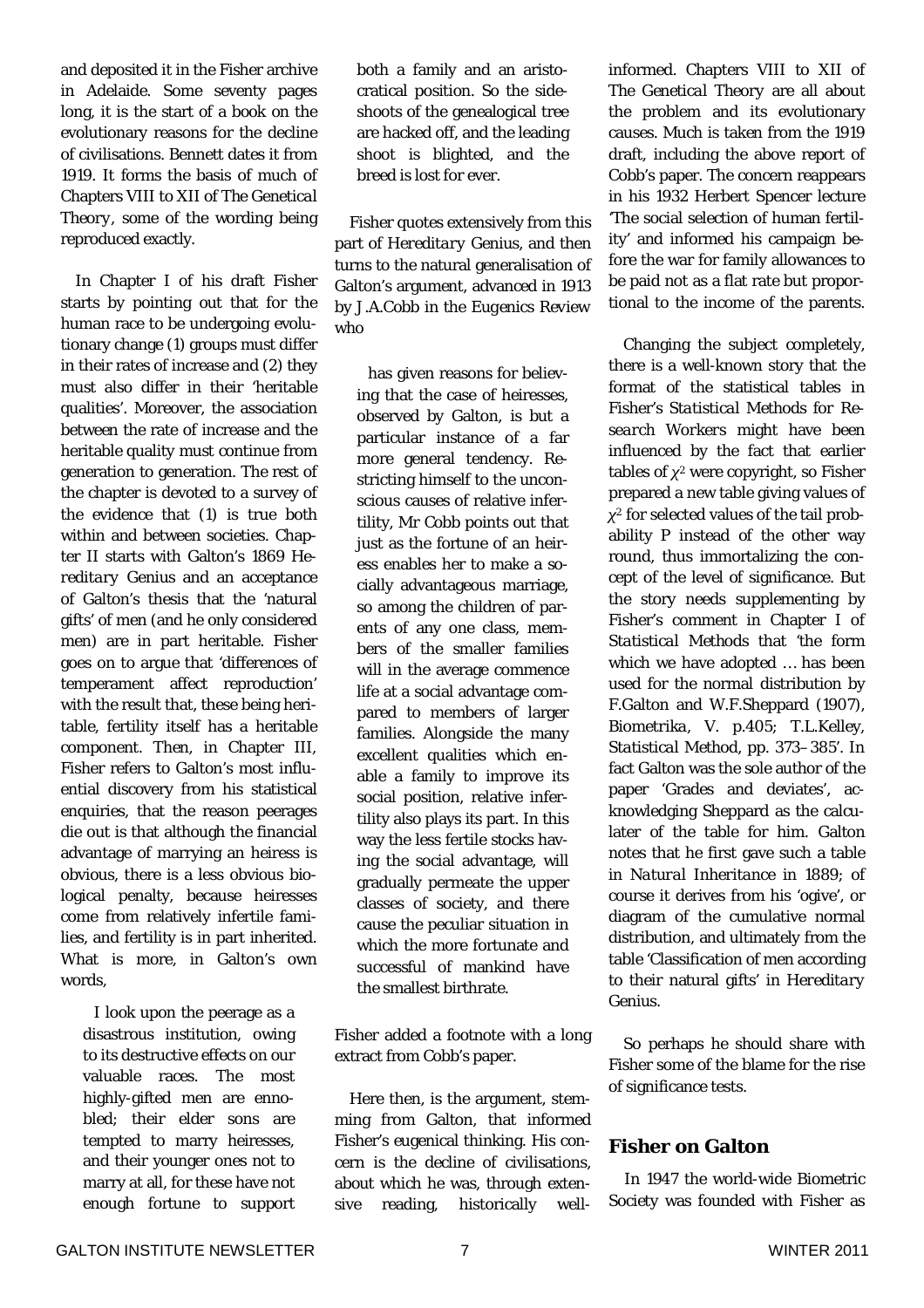and deposited it in the Fisher archive in Adelaide. Some seventy pages long, it is the start of a book on the evolutionary reasons for the decline of civilisations. Bennett dates it from 1919. It forms the basis of much of Chapters VIII to XII of *The Genetical Theory*, some of the wording being reproduced exactly.

In Chapter I of his draft Fisher starts by pointing out that for the human race to be undergoing evolutionary change (1) groups must differ in their rates of increase and (2) they must also differ in their 'heritable qualities'. Moreover, the association between the rate of increase and the heritable quality must continue from generation to generation. The rest of the chapter is devoted to a survey of the evidence that (1) is true both within and between societies. Chapter II starts with Galton's 1869 *Hereditary Genius* and an acceptance of Galton's thesis that the 'natural gifts' of men (and he only considered men) are in part heritable. Fisher goes on to argue that 'differences of temperament affect reproduction' with the result that, these being heritable, fertility itself has a heritable component. Then, in Chapter III, Fisher refers to Galton's most influential discovery from his statistical enquiries, that the reason peerages die out is that although the financial advantage of marrying an heiress is obvious, there is a less obvious biological penalty, because heiresses come from relatively infertile families, and fertility is in part inherited. What is more, in Galton's own words,

> I look upon the peerage as a disastrous institution, owing to its destructive effects on our valuable races. The most highly-gifted men are ennobled; their elder sons are tempted to marry heiresses, and their younger ones not to marry at all, for these have not enough fortune to support both a family and an aristocratical position. So the side-shoots of the genealogical tree are hacked off, and the leading shoot is blighted, and the breed is lost for ever.

Fisher quotes extensively from this part of *Hereditary Genius*, and then turns to the natural generalisation of Galton's argument, advanced in 1913 by J.A.Cobb in the *Eugenics Review* who

> has given reasons for believing that the case of heiresses, observed by Galton, is but a particular instance of a far more general tendency. Restricting himself to the unconscious causes of relative infertility, Mr Cobb points out that just as the fortune of an heiress enables her to make a socially advantageous marriage, so among the children of parents of any one class, members of the smaller families will in the average commence life at a social advantage compared to members of larger families. Alongside the many excellent qualities which enable a family to improve its social position, relative infertility also plays its part. In this way the less fertile stocks having the social advantage, will gradually permeate the upper classes of society, and there cause the peculiar situation in which the more fortunate and successful of mankind have the smallest birthrate.

Fisher added a footnote with a long extract from Cobb's paper.

Here then, is the argument, stemming from Galton, that informed Fisher's eugenical thinking. His concern is the decline of civilisations, about which he was, through extensive reading, historically well-informed. Chapters VIII to XII of *The Genetical Theory* are all about the problem and its evolutionary causes. Much is taken from the 1919 draft, including the above report of Cobb's paper. The concern reappears in his 1932 Herbert Spencer lecture 'The social selection of human fertility' and informed his campaign before the war for family allowances to be paid not as a flat rate but proportional to the income of the parents.

Changing the subject completely, there is a well-known story that the format of the statistical tables in Fisher's *Statistical Methods for Research Workers* might have been influenced by the fact that earlier tables of $\chi^2$ were copyright, so Fisher prepared a new table giving values of $\chi^2$ for selected values of the tail probability P instead of the other way round, thus immortalizing the concept of the level of significance. But the story needs supplementing by Fisher's comment in Chapter I of *Statistical Methods* that 'the form which we have adopted … has been used for the normal distribution by F.Galton and W.F.Sheppard (1907), *Biometrika*, V. p.405; T.L.Kelley, *Statistical Method*, pp. 373–385'. In fact Galton was the sole author of the paper 'Grades and deviates', acknowledging Sheppard as the calculater of the table for him. Galton notes that he first gave such a table in *Natural Inheritance* in 1889; of course it derives from his 'ogive', or diagram of the cumulative normal distribution, and ultimately from the table 'Classification of men according to their natural gifts' in *Hereditary Genius*.

So perhaps he should share with Fisher some of the blame for the rise of significance tests.

## Fisher on Galton

In 1947 the world-wide Biometric Society was founded with Fisher as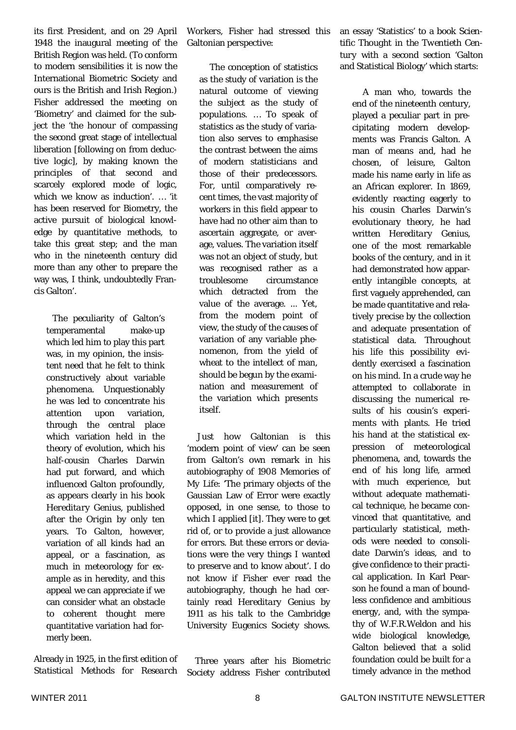its first President, and on 29 April 1948 the inaugural meeting of the British Region was held. (To conform to modern sensibilities it is now the International Biometric Society and ours is the British and Irish Region.) Fisher addressed the meeting on 'Biometry' and claimed for the subject the 'the honour of compassing the second great stage of intellectual liberation [following on from deductive logic], by making known the principles of that second and scarcely explored mode of logic, which we know as induction'. … 'it has been reserved for Biometry, the active pursuit of biological knowledge by quantitative methods, to take this great step; and the man who in the nineteenth century did more than any other to prepare the way was, I think, undoubtedly Francis Galton'.

> The peculiarity of Galton's temperamental make-up which led him to play this part was, in my opinion, the insistent need that he felt to think constructively about variable phenomena. Unquestionably he was led to concentrate his attention upon variation, through the central place which variation held in the theory of evolution, which his half-cousin Charles Darwin had put forward, and which influenced Galton profoundly, as appears clearly in his book *Hereditary Genius*, published after the *Origin* by only ten years. To Galton, however, variation of all kinds had an appeal, or a fascination, as much in meteorology for example as in heredity, and this appeal we can appreciate if we can consider what an obstacle to coherent thought mere quantitative variation had formerly been.

Already in 1925, in the first edition of *Statistical Methods for Research Workers*, Fisher had stressed this Galtonian perspective:

> The conception of statistics as the study of variation is the natural outcome of viewing the subject as the study of populations. … To speak of statistics as the study of variation also serves to emphasise the contrast between the aims of modern statisticians and those of their predecessors. For, until comparatively recent times, the vast majority of workers in this field appear to have had no other aim than to ascertain aggregate, or average, values. The variation itself was not an object of study, but was recognised rather as a troublesome circumstance which detracted from the value of the average. ... Yet, from the modern point of view, the study of the causes of variation of any variable phenomenon, from the yield of wheat to the intellect of man, should be begun by the examination and measurement of the variation which presents itself.

Just how Galtonian is this 'modern point of view' can be seen from Galton's own remark in his autobiography of 1908 *Memories of My Life*: 'The primary objects of the Gaussian Law of Error were exactly opposed, in one sense, to those to which I applied [it]. They were to get rid of, or to provide a just allowance for errors. But these errors or deviations were the very things I wanted to preserve and to know about'. I do not know if Fisher ever read the autobiography, though he had certainly read *Hereditary Genius* by 1911 as his talk to the Cambridge University Eugenics Society shows.

Three years after his Biometric Society address Fisher contributed an essay 'Statistics' to a book *Scientific Thought in the Twentieth Century* with a second section 'Galton and Statistical Biology' which starts:

> A man who, towards the end of the nineteenth century, played a peculiar part in precipitating modern developments was Francis Galton. A man of means and, had he chosen, of leisure, Galton made his name early in life as an African explorer. In 1869, evidently reacting eagerly to his cousin Charles Darwin's evolutionary theory, he had written *Hereditary Genius*, one of the most remarkable books of the century, and in it had demonstrated how apparently intangible concepts, at first vaguely apprehended, can be made quantitative and relatively precise by the collection and adequate presentation of statistical data. Throughout his life this possibility evidently exercised a fascination on his mind. In a crude way he attempted to collaborate in discussing the numerical results of his cousin's experiments with plants. He tried his hand at the statistical expression of meteorological phenomena, and, towards the end of his long life, armed with much experience, but without adequate mathematical technique, he became convinced that quantitative, and particularly statistical, methods were needed to consolidate Darwin's ideas, and to give confidence to their practical application. In Karl Pearson he found a man of boundless confidence and ambitious energy, and, with the sympathy of W.F.R.Weldon and his wide biological knowledge, Galton believed that a solid foundation could be built for a timely advance in the method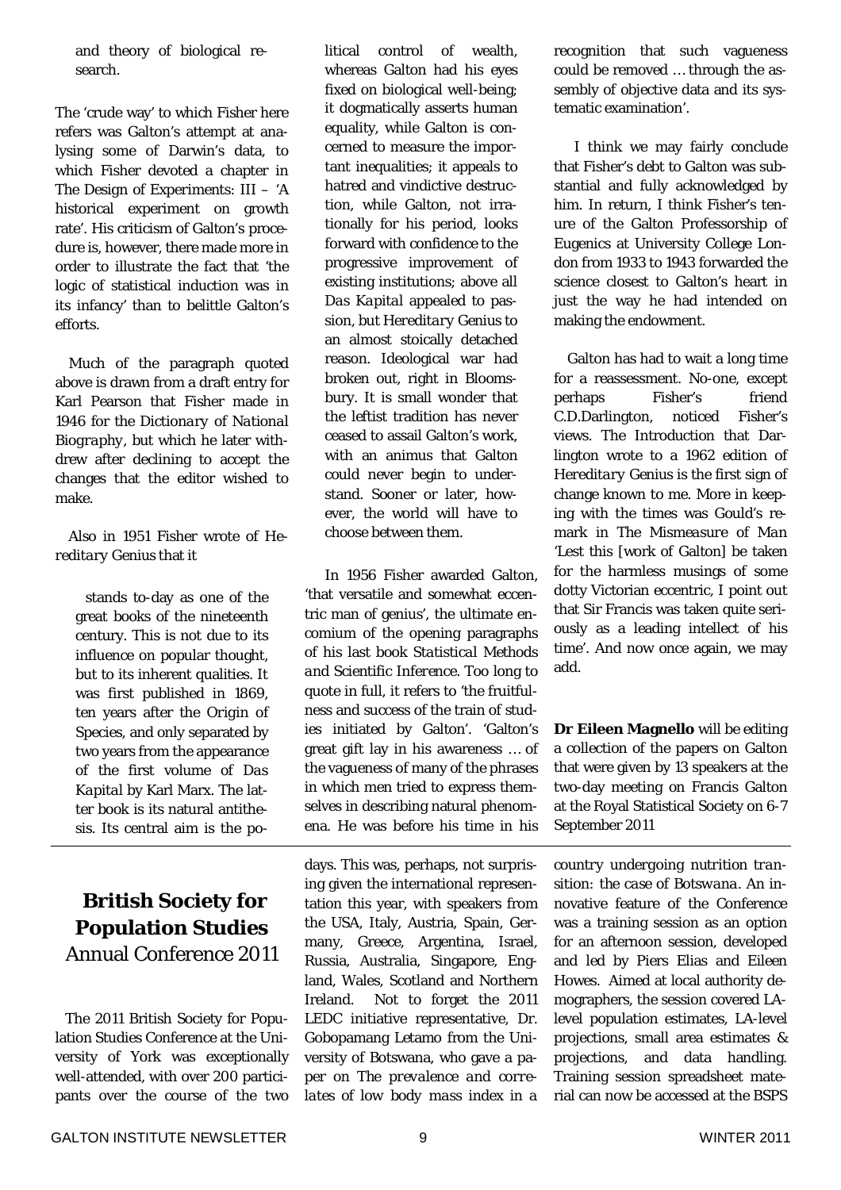and theory of biological research.

The 'crude way' to which Fisher here refers was Galton's attempt at analysing some of Darwin's data, to which Fisher devoted a chapter in The Design of Experiments: III – 'A historical experiment on growth rate'. His criticism of Galton's procedure is, however, there made more in order to illustrate the fact that 'the logic of statistical induction was in its infancy' than to belittle Galton's efforts.

Much of the paragraph quoted above is drawn from a draft entry for Karl Pearson that Fisher made in 1946 for the *Dictionary of National Biography*, but which he later withdrew after declining to accept the changes that the editor wished to make.

Also in 1951 Fisher wrote of *Hereditary Genius* that it

> stands to-day as one of the great books of the nineteenth century. This is not due to its influence on popular thought, but to its inherent qualities. It was first published in 1869, ten years after the Origin of Species, and only separated by two years from the appearance of the first volume of *Das Kapital* by Karl Marx. The latter book is its natural antithesis. Its central aim is the political control of wealth, whereas Galton had his eyes fixed on biological well-being; it dogmatically asserts human equality, while Galton is concerned to measure the important inequalities; it appeals to hatred and vindictive destruction, while Galton, not irrationally for his period, looks forward with confidence to the progressive improvement of existing institutions; above all *Das Kapital* appealed to passion, but *Hereditary Genius* to an almost stoically detached reason. Ideological war had broken out, right in Bloomsbury. It is small wonder that the leftist tradition has never ceased to assail Galton's work, with an animus that Galton could never begin to understand. Sooner or later, however, the world will have to choose between them.

In 1956 Fisher awarded Galton, 'that versatile and somewhat eccentric man of genius', the ultimate encomium of the opening paragraphs of his last book *Statistical Methods and Scientific Inference*. Too long to quote in full, it refers to 'the fruitfulness and success of the train of studies initiated by Galton'. 'Galton's great gift lay in his awareness … of the vagueness of many of the phrases in which men tried to express themselves in describing natural phenomena. He was before his time in his recognition that such vagueness could be removed … through the assembly of objective data and its systematic examination'.

I think we may fairly conclude that Fisher's debt to Galton was substantial and fully acknowledged by him. In return, I think Fisher's tenure of the Galton Professorship of Eugenics at University College London from 1933 to 1943 forwarded the science closest to Galton's heart in just the way he had intended on making the endowment.

Galton has had to wait a long time for a reassessment. No-one, except perhaps Fisher's friend C.D.Darlington, noticed Fisher's views. The Introduction that Darlington wrote to a 1962 edition of *Hereditary Genius* is the first sign of change known to me. More in keeping with the times was Gould's remark in *The Mismeasure of Man* 'Lest this [work of Galton] be taken for the harmless musings of some dotty Victorian eccentric, I point out that Sir Francis was taken quite seriously as a leading intellect of his time'. And now once again, we may add.

**Dr Eileen Magnello** will be editing a collection of the papers on Galton that were given by 13 speakers at the two-day meeting on Francis Galton at the Royal Statistical Society on 6-7 September 2011

---

## British Society for Population Studies
### Annual Conference 2011

The 2011 British Society for Population Studies Conference at the University of York was exceptionally well-attended, with over 200 participants over the course of the two days. This was, perhaps, not surprising given the international representation this year, with speakers from the USA, Italy, Austria, Spain, Germany, Greece, Argentina, Israel, Russia, Australia, Singapore, England, Wales, Scotland and Northern Ireland. Not to forget the 2011 LEDC initiative representative, Dr. Gobopamang Letamo from the University of Botswana, who gave a paper on *The prevalence and correlates of low body mass index in a country undergoing nutrition transition: the case of Botswana*. An innovative feature of the Conference was a training session as an option for an afternoon session, developed and led by Piers Elias and Eileen Howes. Aimed at local authority demographers, the session covered LA-level population estimates, LA-level projections, small area estimates & projections, and data handling. Training session spreadsheet material can now be accessed at the BSPS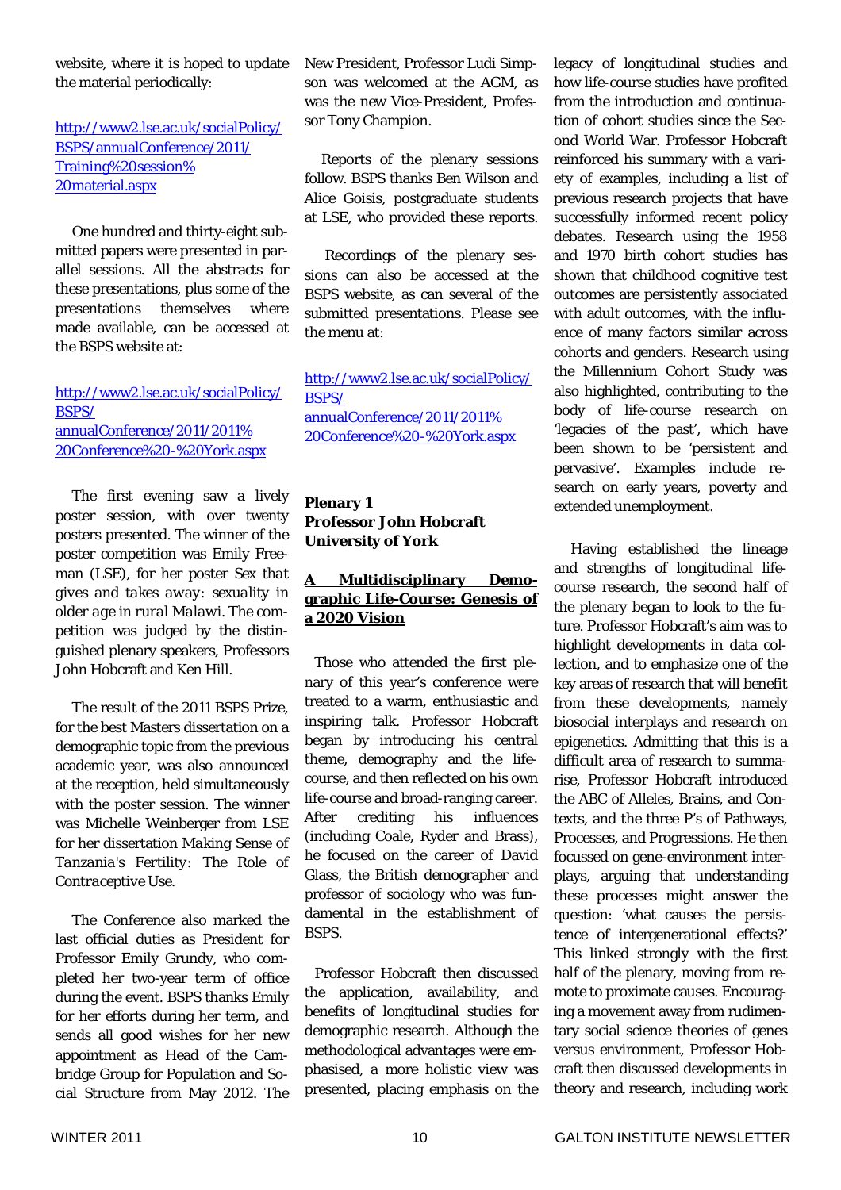website, where it is hoped to update the material periodically:

http://www2.lse.ac.uk/socialPolicy/BSPS/annualConference/2011/Training%20session%20material.aspx

One hundred and thirty-eight submitted papers were presented in parallel sessions. All the abstracts for these presentations, plus some of the presentations themselves where made available, can be accessed at the BSPS website at:

http://www2.lse.ac.uk/socialPolicy/BSPS/annualConference/2011/2011%20Conference%20-%20York.aspx

The first evening saw a lively poster session, with over twenty posters presented. The winner of the poster competition was Emily Freeman (LSE), for her poster *Sex that gives and takes away: sexuality in older age in rural Malawi*. The competition was judged by the distinguished plenary speakers, Professors John Hobcraft and Ken Hill.

The result of the 2011 BSPS Prize, for the best Masters dissertation on a demographic topic from the previous academic year, was also announced at the reception, held simultaneously with the poster session. The winner was Michelle Weinberger from LSE for her dissertation *Making Sense of Tanzania's Fertility: The Role of Contraceptive Use*.

The Conference also marked the last official duties as President for Professor Emily Grundy, who completed her two-year term of office during the event. BSPS thanks Emily for her efforts during her term, and sends all good wishes for her new appointment as Head of the Cambridge Group for Population and Social Structure from May 2012. The New President, Professor Ludi Simpson was welcomed at the AGM, as was the new Vice-President, Professor Tony Champion.

Reports of the plenary sessions follow. BSPS thanks Ben Wilson and Alice Goisis, postgraduate students at LSE, who provided these reports.

Recordings of the plenary sessions can also be accessed at the BSPS website, as can several of the submitted presentations. Please see the menu at:

http://www2.lse.ac.uk/socialPolicy/BSPS/annualConference/2011/2011%20Conference%20-%20York.aspx

**Plenary 1**
**Professor John Hobcraft**
**University of York**

**A Multidisciplinary Demographic Life-Course: Genesis of a 2020 Vision**

Those who attended the first plenary of this year's conference were treated to a warm, enthusiastic and inspiring talk. Professor Hobcraft began by introducing his central theme, demography and the life-course, and then reflected on his own life-course and broad-ranging career. After crediting his influences (including Coale, Ryder and Brass), he focused on the career of David Glass, the British demographer and professor of sociology who was fundamental in the establishment of BSPS.

Professor Hobcraft then discussed the application, availability, and benefits of longitudinal studies for demographic research. Although the methodological advantages were emphasised, a more holistic view was presented, placing emphasis on the legacy of longitudinal studies and how life-course studies have profited from the introduction and continuation of cohort studies since the Second World War. Professor Hobcraft reinforced his summary with a variety of examples, including a list of previous research projects that have successfully informed recent policy debates. Research using the 1958 and 1970 birth cohort studies has shown that childhood cognitive test outcomes are persistently associated with adult outcomes, with the influence of many factors similar across cohorts and genders. Research using the Millennium Cohort Study was also highlighted, contributing to the body of life-course research on 'legacies of the past', which have been shown to be 'persistent and pervasive'. Examples include research on early years, poverty and extended unemployment.

Having established the lineage and strengths of longitudinal life-course research, the second half of the plenary began to look to the future. Professor Hobcraft's aim was to highlight developments in data collection, and to emphasize one of the key areas of research that will benefit from these developments, namely biosocial interplays and research on epigenetics. Admitting that this is a difficult area of research to summarise, Professor Hobcraft introduced the ABC of Alleles, Brains, and Contexts, and the three P's of Pathways, Processes, and Progressions. He then focussed on gene-environment interplays, arguing that understanding these processes might answer the question: 'what causes the persistence of intergenerational effects?' This linked strongly with the first half of the plenary, moving from remote to proximate causes. Encouraging a movement away from rudimentary social science theories of genes versus environment, Professor Hobcraft then discussed developments in theory and research, including work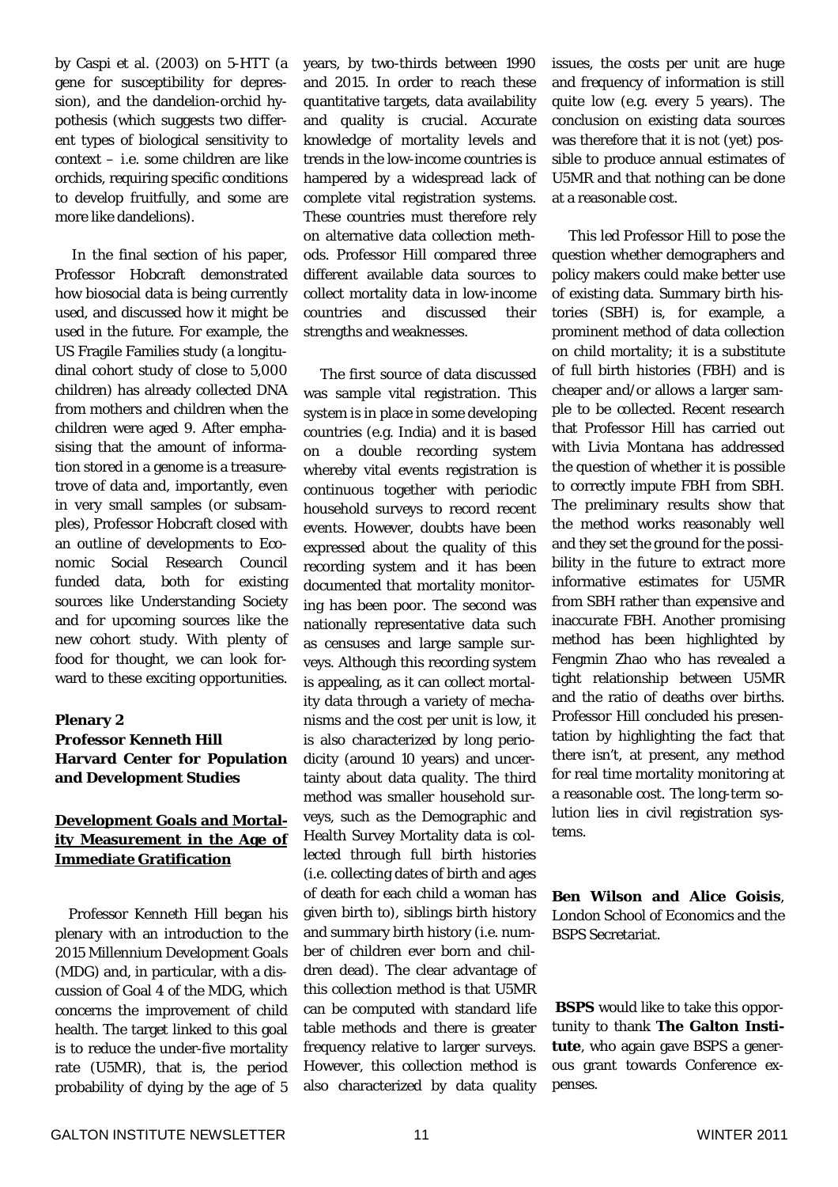by Caspi et al. (2003) on 5-HTT (a gene for susceptibility for depression), and the dandelion-orchid hypothesis (which suggests two different types of biological sensitivity to context – i.e. some children are like orchids, requiring specific conditions to develop fruitfully, and some are more like dandelions).

In the final section of his paper, Professor Hobcraft demonstrated how biosocial data is being currently used, and discussed how it might be used in the future. For example, the US Fragile Families study (a longitudinal cohort study of close to 5,000 children) has already collected DNA from mothers and children when the children were aged 9. After emphasising that the amount of information stored in a genome is a treasure-trove of data and, importantly, even in very small samples (or subsamples), Professor Hobcraft closed with an outline of developments to Economic Social Research Council funded data, both for existing sources like Understanding Society and for upcoming sources like the new cohort study. With plenty of food for thought, we can look forward to these exciting opportunities.

**Plenary 2**
**Professor Kenneth Hill**
**Harvard Center for Population and Development Studies**

## Development Goals and Mortality Measurement in the Age of Immediate Gratification

Professor Kenneth Hill began his plenary with an introduction to the 2015 Millennium Development Goals (MDG) and, in particular, with a discussion of Goal 4 of the MDG, which concerns the improvement of child health. The target linked to this goal is to reduce the under-five mortality rate (U5MR), that is, the period probability of dying by the age of 5 years, by two-thirds between 1990 and 2015. In order to reach these quantitative targets, data availability and quality is crucial. Accurate knowledge of mortality levels and trends in the low-income countries is hampered by a widespread lack of complete vital registration systems. These countries must therefore rely on alternative data collection methods. Professor Hill compared three different available data sources to collect mortality data in low-income countries and discussed their strengths and weaknesses.

The first source of data discussed was sample vital registration. This system is in place in some developing countries (e.g. India) and it is based on a double recording system whereby vital events registration is continuous together with periodic household surveys to record recent events. However, doubts have been expressed about the quality of this recording system and it has been documented that mortality monitoring has been poor. The second was nationally representative data such as censuses and large sample surveys. Although this recording system is appealing, as it can collect mortality data through a variety of mechanisms and the cost per unit is low, it is also characterized by long periodicity (around 10 years) and uncertainty about data quality. The third method was smaller household surveys, such as the Demographic and Health Survey Mortality data is collected through full birth histories (i.e. collecting dates of birth and ages of death for each child a woman has given birth to), siblings birth history and summary birth history (i.e. number of children ever born and children dead). The clear advantage of this collection method is that U5MR can be computed with standard life table methods and there is greater frequency relative to larger surveys. However, this collection method is also characterized by data quality issues, the costs per unit are huge and frequency of information is still quite low (e.g. every 5 years). The conclusion on existing data sources was therefore that it is not (yet) possible to produce annual estimates of U5MR and that nothing can be done at a reasonable cost.

This led Professor Hill to pose the question whether demographers and policy makers could make better use of existing data. Summary birth histories (SBH) is, for example, a prominent method of data collection on child mortality; it is a substitute of full birth histories (FBH) and is cheaper and/or allows a larger sample to be collected. Recent research that Professor Hill has carried out with Livia Montana has addressed the question of whether it is possible to correctly impute FBH from SBH. The preliminary results show that the method works reasonably well and they set the ground for the possibility in the future to extract more informative estimates for U5MR from SBH rather than expensive and inaccurate FBH. Another promising method has been highlighted by Fengmin Zhao who has revealed a tight relationship between U5MR and the ratio of deaths over births. Professor Hill concluded his presentation by highlighting the fact that there isn't, at present, any method for real time mortality monitoring at a reasonable cost. The long-term solution lies in civil registration systems.

**Ben Wilson and Alice Goisis**, London School of Economics and the BSPS Secretariat.

**BSPS** would like to take this opportunity to thank **The Galton Institute**, who again gave BSPS a generous grant towards Conference expenses.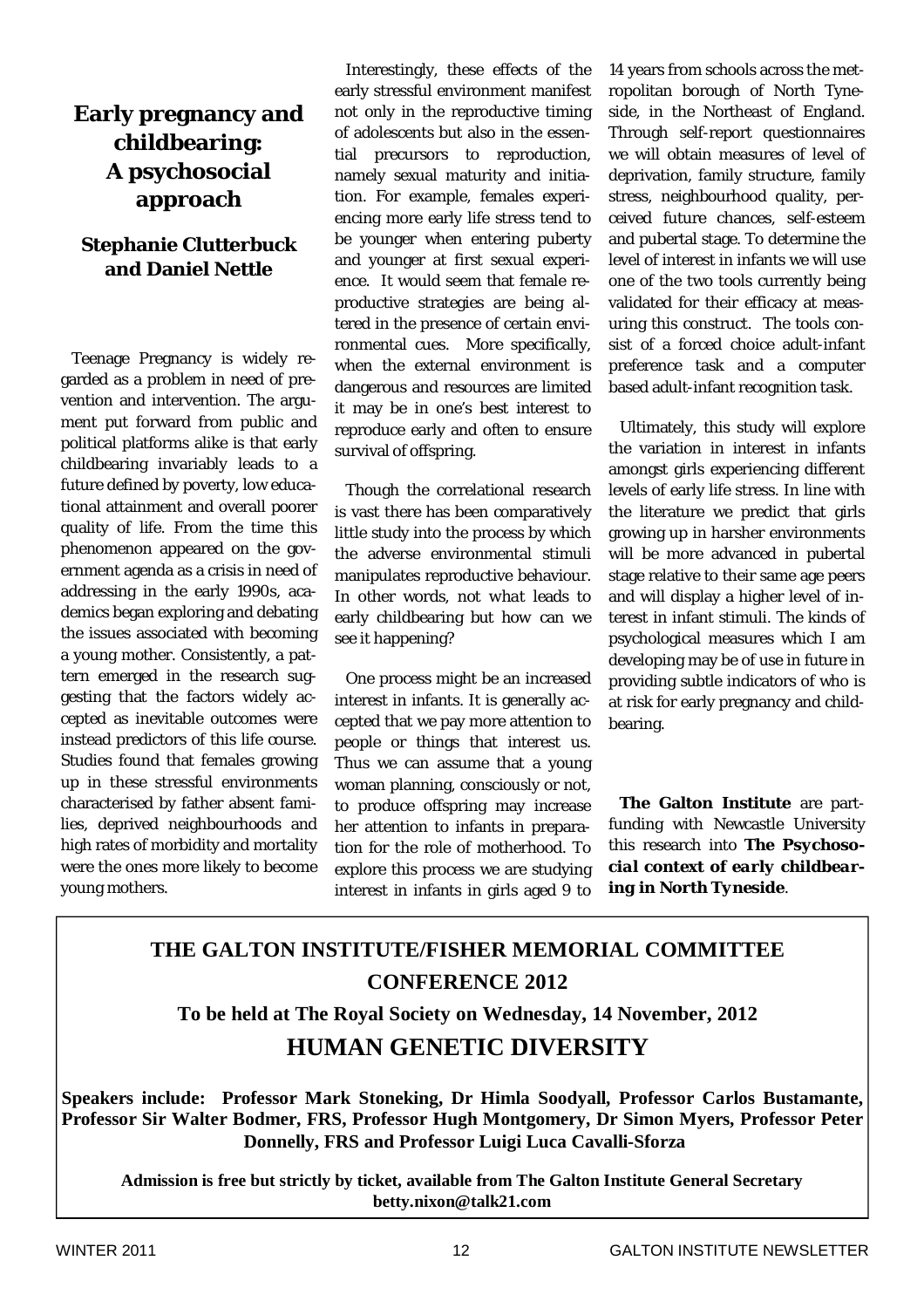# Early pregnancy and childbearing: A psychosocial approach

### Stephanie Clutterbuck and Daniel Nettle

Teenage Pregnancy is widely regarded as a problem in need of prevention and intervention. The argument put forward from public and political platforms alike is that early childbearing invariably leads to a future defined by poverty, low educational attainment and overall poorer quality of life. From the time this phenomenon appeared on the government agenda as a crisis in need of addressing in the early 1990s, academics began exploring and debating the issues associated with becoming a young mother. Consistently, a pattern emerged in the research suggesting that the factors widely accepted as inevitable outcomes were instead predictors of this life course. Studies found that females growing up in these stressful environments characterised by father absent families, deprived neighbourhoods and high rates of morbidity and mortality were the ones more likely to become young mothers.

Interestingly, these effects of the early stressful environment manifest not only in the reproductive timing of adolescents but also in the essential precursors to reproduction, namely sexual maturity and initiation. For example, females experiencing more early life stress tend to be younger when entering puberty and younger at first sexual experience. It would seem that female reproductive strategies are being altered in the presence of certain environmental cues. More specifically, when the external environment is dangerous and resources are limited it may be in one's best interest to reproduce early and often to ensure survival of offspring.

Though the correlational research is vast there has been comparatively little study into the process by which the adverse environmental stimuli manipulates reproductive behaviour. In other words, not *what* leads to early childbearing but *how* can we see it happening?

One process might be an increased interest in infants. It is generally accepted that we pay more attention to people or things that interest us. Thus we can assume that a young woman planning, consciously or not, to produce offspring may increase her attention to infants in preparation for the role of motherhood. To explore this process we are studying interest in infants in girls aged 9 to 14 years from schools across the metropolitan borough of North Tyneside, in the Northeast of England. Through self-report questionnaires we will obtain measures of level of deprivation, family structure, family stress, neighbourhood quality, perceived future chances, self-esteem and pubertal stage. To determine the level of interest in infants we will use one of the two tools currently being validated for their efficacy at measuring this construct. The tools consist of a forced choice adult-infant preference task and a computer based adult-infant recognition task.

Ultimately, this study will explore the variation in interest in infants amongst girls experiencing different levels of early life stress. In line with the literature we predict that girls growing up in harsher environments will be more advanced in pubertal stage relative to their same age peers and will display a higher level of interest in infant stimuli. The kinds of psychological measures which I am developing may be of use in future in providing subtle indicators of who is at risk for early pregnancy and childbearing.

**The Galton Institute** are part-funding with Newcastle University this research into ***The Psychosocial context of early childbearing in North Tyneside***.

---

## THE GALTON INSTITUTE/FISHER MEMORIAL COMMITTEE CONFERENCE 2012

**To be held at The Royal Society on Wednesday, 14 November, 2012**

## HUMAN GENETIC DIVERSITY

**Speakers include: Professor Mark Stoneking, Dr Himla Soodyall, Professor Carlos Bustamante, Professor Sir Walter Bodmer, FRS, Professor Hugh Montgomery, Dr Simon Myers, Professor Peter Donnelly, FRS and Professor Luigi Luca Cavalli-Sforza**

**Admission is free but strictly by ticket, available from The Galton Institute General Secretary betty.nixon@talk21.com**